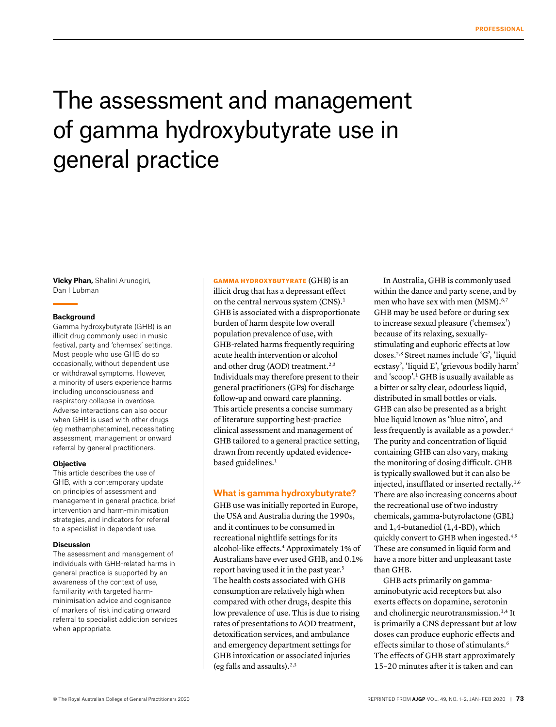# The assessment and management of gamma hydroxybutyrate use in general practice

**Vicky Phan,** Shalini Arunogiri, Dan I Lubman

### Background

Gamma hydroxybutyrate (GHB) is an illicit drug commonly used in music festival, party and 'chemsex' settings. Most people who use GHB do so occasionally, without dependent use or withdrawal symptoms. However, a minority of users experience harms including unconsciousness and respiratory collapse in overdose. Adverse interactions can also occur when GHB is used with other drugs (eg methamphetamine), necessitating assessment, management or onward referral by general practitioners.

### Objective

This article describes the use of GHB, with a contemporary update on principles of assessment and management in general practice, brief intervention and harm-minimisation strategies, and indicators for referral to a specialist in dependent use.

### Discussion

The assessment and management of individuals with GHB-related harms in general practice is supported by an awareness of the context of use, familiarity with targeted harm-minimisation advice and cognisance of markers of risk indicating onward referral to specialist addiction services when appropriate.

**GAMMA HYDROXYBUTYRATE** (GHB) is an illicit drug that has a depressant effect on the central nervous system (CNS).[1] GHB is associated with a disproportionate burden of harm despite low overall population prevalence of use, with GHB-related harms frequently requiring acute health intervention or alcohol and other drug (AOD) treatment.[2,3] Individuals may therefore present to their general practitioners (GPs) for discharge follow-up and onward care planning. This article presents a concise summary of literature supporting best-practice clinical assessment and management of GHB tailored to a general practice setting, drawn from recently updated evidence-based guidelines.[1]

## What is gamma hydroxybutyrate?

GHB use was initially reported in Europe, the USA and Australia during the 1990s, and it continues to be consumed in recreational nightlife settings for its alcohol-like effects.[4] Approximately 1% of Australians have ever used GHB, and 0.1% report having used it in the past year.[5] The health costs associated with GHB consumption are relatively high when compared with other drugs, despite this low prevalence of use. This is due to rising rates of presentations to AOD treatment, detoxification services, and ambulance and emergency department settings for GHB intoxication or associated injuries (eg falls and assaults).[2,3]

In Australia, GHB is commonly used within the dance and party scene, and by men who have sex with men (MSM).[6,7] GHB may be used before or during sex to increase sexual pleasure ('chemsex') because of its relaxing, sexually-stimulating and euphoric effects at low doses.[2,8] Street names include 'G', 'liquid ecstasy', 'liquid E', 'grievous bodily harm' and 'scoop'.[1] GHB is usually available as a bitter or salty clear, odourless liquid, distributed in small bottles or vials. GHB can also be presented as a bright blue liquid known as 'blue nitro', and less frequently is available as a powder.[4] The purity and concentration of liquid containing GHB can also vary, making the monitoring of dosing difficult. GHB is typically swallowed but it can also be injected, insufflated or inserted rectally.[1,6] There are also increasing concerns about the recreational use of two industry chemicals, gamma-butyrolactone (GBL) and 1,4-butanediol (1,4-BD), which quickly convert to GHB when ingested.[4,9] These are consumed in liquid form and have a more bitter and unpleasant taste than GHB.

GHB acts primarily on gamma-aminobutyric acid receptors but also exerts effects on dopamine, serotonin and cholinergic neurotransmission.[1,4] It is primarily a CNS depressant but at low doses can produce euphoric effects and effects similar to those of stimulants.[6] The effects of GHB start approximately 15–20 minutes after it is taken and can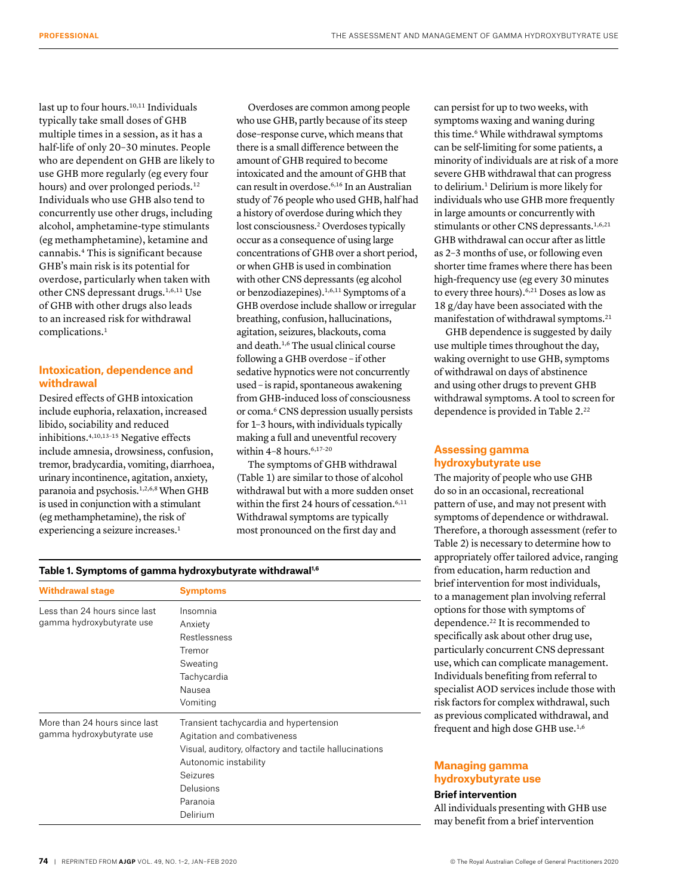last up to four hours.[10,11] Individuals typically take small doses of GHB multiple times in a session, as it has a half-life of only 20–30 minutes. People who are dependent on GHB are likely to use GHB more regularly (eg every four hours) and over prolonged periods.[12] Individuals who use GHB also tend to concurrently use other drugs, including alcohol, amphetamine-type stimulants (eg methamphetamine), ketamine and cannabis.[4] This is significant because GHB's main risk is its potential for overdose, particularly when taken with other CNS depressant drugs.[1,6,11] Use of GHB with other drugs also leads to an increased risk for withdrawal complications.[1]

## Intoxication, dependence and withdrawal

Desired effects of GHB intoxication include euphoria, relaxation, increased libido, sociability and reduced inhibitions.[4,10,13–15] Negative effects include amnesia, drowsiness, confusion, tremor, bradycardia, vomiting, diarrhoea, urinary incontinence, agitation, anxiety, paranoia and psychosis.[1,2,6,8] When GHB is used in conjunction with a stimulant (eg methamphetamine), the risk of experiencing a seizure increases.[1]

Overdoses are common among people who use GHB, partly because of its steep dose–response curve, which means that there is a small difference between the amount of GHB required to become intoxicated and the amount of GHB that can result in overdose.[6,16] In an Australian study of 76 people who used GHB, half had a history of overdose during which they lost consciousness.[2] Overdoses typically occur as a consequence of using large concentrations of GHB over a short period, or when GHB is used in combination with other CNS depressants (eg alcohol or benzodiazepines).[1,6,11] Symptoms of a GHB overdose include shallow or irregular breathing, confusion, hallucinations, agitation, seizures, blackouts, coma and death.[1,6] The usual clinical course following a GHB overdose – if other sedative hypnotics were not concurrently used – is rapid, spontaneous awakening from GHB-induced loss of consciousness or coma.[6] CNS depression usually persists for 1–3 hours, with individuals typically making a full and uneventful recovery within 4–8 hours.[6,17–20]

The symptoms of GHB withdrawal (Table 1) are similar to those of alcohol withdrawal but with a more sudden onset within the first 24 hours of cessation.[6,11] Withdrawal symptoms are typically most pronounced on the first day and can persist for up to two weeks, with symptoms waxing and waning during this time.[6] While withdrawal symptoms can be self-limiting for some patients, a minority of individuals are at risk of a more severe GHB withdrawal that can progress to delirium.[1] Delirium is more likely for individuals who use GHB more frequently in large amounts or concurrently with stimulants or other CNS depressants.[1,6,21] GHB withdrawal can occur after as little as 2–3 months of use, or following even shorter time frames where there has been high-frequency use (eg every 30 minutes to every three hours).[6,21] Doses as low as 18 g/day have been associated with the manifestation of withdrawal symptoms.[21]

GHB dependence is suggested by daily use multiple times throughout the day, waking overnight to use GHB, symptoms of withdrawal on days of abstinence and using other drugs to prevent GHB withdrawal symptoms. A tool to screen for dependence is provided in Table 2.[22]

**Table 1. Symptoms of gamma hydroxybutyrate withdrawal[1,6]**

| Withdrawal stage | Symptoms |
|---|---|
| Less than 24 hours since last gamma hydroxybutyrate use | Insomnia<br>Anxiety<br>Restlessness<br>Tremor<br>Sweating<br>Tachycardia<br>Nausea<br>Vomiting |
| More than 24 hours since last gamma hydroxybutyrate use | Transient tachycardia and hypertension<br>Agitation and combativeness<br>Visual, auditory, olfactory and tactile hallucinations<br>Autonomic instability<br>Seizures<br>Delusions<br>Paranoia<br>Delirium |

## Assessing gamma hydroxybutyrate use

The majority of people who use GHB do so in an occasional, recreational pattern of use, and may not present with symptoms of dependence or withdrawal. Therefore, a thorough assessment (refer to Table 2) is necessary to determine how to appropriately offer tailored advice, ranging from education, harm reduction and brief intervention for most individuals, to a management plan involving referral options for those with symptoms of dependence.[22] It is recommended to specifically ask about other drug use, particularly concurrent CNS depressant use, which can complicate management. Individuals benefiting from referral to specialist AOD services include those with risk factors for complex withdrawal, such as previous complicated withdrawal, and frequent and high dose GHB use.[1,6]

## Managing gamma hydroxybutyrate use

### Brief intervention

All individuals presenting with GHB use may benefit from a brief intervention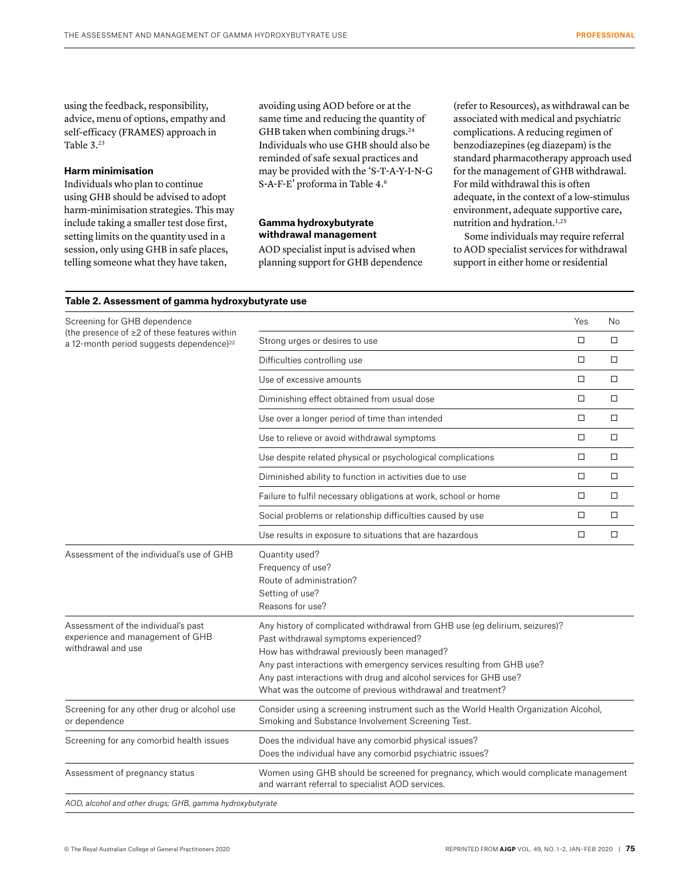using the feedback, responsibility, advice, menu of options, empathy and self-efficacy (FRAMES) approach in Table 3.[23]

### Harm minimisation

Individuals who plan to continue using GHB should be advised to adopt harm-minimisation strategies. This may include taking a smaller test dose first, setting limits on the quantity used in a session, only using GHB in safe places, telling someone what they have taken, avoiding using AOD before or at the same time and reducing the quantity of GHB taken when combining drugs.[24] Individuals who use GHB should also be reminded of safe sexual practices and may be provided with the 'S-T-A-Y-I-N-G S-A-F-E' proforma in Table 4.[6]

### Gamma hydroxybutyrate withdrawal management

AOD specialist input is advised when planning support for GHB dependence (refer to Resources), as withdrawal can be associated with medical and psychiatric complications. A reducing regimen of benzodiazepines (eg diazepam) is the standard pharmacotherapy approach used for the management of GHB withdrawal. For mild withdrawal this is often adequate, in the context of a low-stimulus environment, adequate supportive care, nutrition and hydration.[1,25]

Some individuals may require referral to AOD specialist services for withdrawal support in either home or residential

**Table 2. Assessment of gamma hydroxybutyrate use**

| | | Yes | No |
|---|---|---|---|
| Screening for GHB dependence (the presence of ≥2 of these features within a 12-month period suggests dependence)[22] | Strong urges or desires to use | ☐ | ☐ |
| | Difficulties controlling use | ☐ | ☐ |
| | Use of excessive amounts | ☐ | ☐ |
| | Diminishing effect obtained from usual dose | ☐ | ☐ |
| | Use over a longer period of time than intended | ☐ | ☐ |
| | Use to relieve or avoid withdrawal symptoms | ☐ | ☐ |
| | Use despite related physical or psychological complications | ☐ | ☐ |
| | Diminished ability to function in activities due to use | ☐ | ☐ |
| | Failure to fulfil necessary obligations at work, school or home | ☐ | ☐ |
| | Social problems or relationship difficulties caused by use | ☐ | ☐ |
| | Use results in exposure to situations that are hazardous | ☐ | ☐ |
| Assessment of the individual's use of GHB | Quantity used?<br>Frequency of use?<br>Route of administration?<br>Setting of use?<br>Reasons for use? | | |
| Assessment of the individual's past experience and management of GHB withdrawal and use | Any history of complicated withdrawal from GHB use (eg delirium, seizures)?<br>Past withdrawal symptoms experienced?<br>How has withdrawal previously been managed?<br>Any past interactions with emergency services resulting from GHB use?<br>Any past interactions with drug and alcohol services for GHB use?<br>What was the outcome of previous withdrawal and treatment? | | |
| Screening for any other drug or alcohol use or dependence | Consider using a screening instrument such as the World Health Organization Alcohol, Smoking and Substance Involvement Screening Test. | | |
| Screening for any comorbid health issues | Does the individual have any comorbid physical issues?<br>Does the individual have any comorbid psychiatric issues? | | |
| Assessment of pregnancy status | Women using GHB should be screened for pregnancy, which would complicate management and warrant referral to specialist AOD services. | | |

*AOD, alcohol and other drugs; GHB, gamma hydroxybutyrate*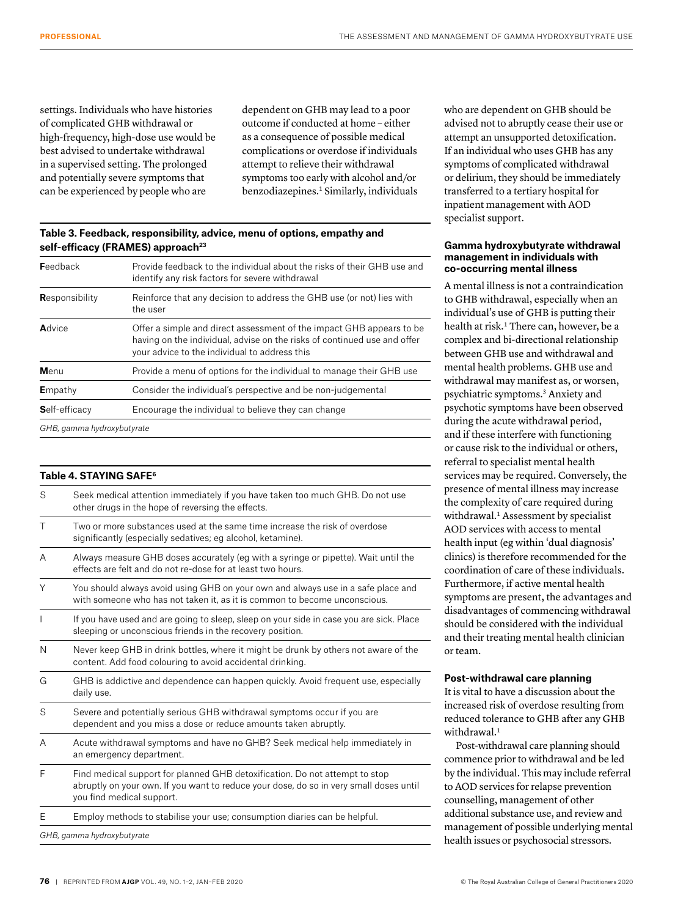settings. Individuals who have histories of complicated GHB withdrawal or high-frequency, high-dose use would be best advised to undertake withdrawal in a supervised setting. The prolonged and potentially severe symptoms that can be experienced by people who are dependent on GHB may lead to a poor outcome if conducted at home – either as a consequence of possible medical complications or overdose if individuals attempt to relieve their withdrawal symptoms too early with alcohol and/or benzodiazepines.[1] Similarly, individuals who are dependent on GHB should be advised not to abruptly cease their use or attempt an unsupported detoxification. If an individual who uses GHB has any symptoms of complicated withdrawal or delirium, they should be immediately transferred to a tertiary hospital for inpatient management with AOD specialist support.

**Table 3. Feedback, responsibility, advice, menu of options, empathy and self-efficacy (FRAMES) approach[23]**

| | |
|---|---|
| **F**eedback | Provide feedback to the individual about the risks of their GHB use and identify any risk factors for severe withdrawal |
| **R**esponsibility | Reinforce that any decision to address the GHB use (or not) lies with the user |
| **A**dvice | Offer a simple and direct assessment of the impact GHB appears to be having on the individual, advise on the risks of continued use and offer your advice to the individual to address this |
| **M**enu | Provide a menu of options for the individual to manage their GHB use |
| **E**mpathy | Consider the individual's perspective and be non-judgemental |
| **S**elf-efficacy | Encourage the individual to believe they can change |

*GHB, gamma hydroxybutyrate*

**Table 4. STAYING SAFE[6]**

| | |
|---|---|
| S | Seek medical attention immediately if you have taken too much GHB. Do not use other drugs in the hope of reversing the effects. |
| T | Two or more substances used at the same time increase the risk of overdose significantly (especially sedatives; eg alcohol, ketamine). |
| A | Always measure GHB doses accurately (eg with a syringe or pipette). Wait until the effects are felt and do not re-dose for at least two hours. |
| Y | You should always avoid using GHB on your own and always use in a safe place and with someone who has not taken it, as it is common to become unconscious. |
| I | If you have used and are going to sleep, sleep on your side in case you are sick. Place sleeping or unconscious friends in the recovery position. |
| N | Never keep GHB in drink bottles, where it might be drunk by others not aware of the content. Add food colouring to avoid accidental drinking. |
| G | GHB is addictive and dependence can happen quickly. Avoid frequent use, especially daily use. |
| S | Severe and potentially serious GHB withdrawal symptoms occur if you are dependent and you miss a dose or reduce amounts taken abruptly. |
| A | Acute withdrawal symptoms and have no GHB? Seek medical help immediately in an emergency department. |
| F | Find medical support for planned GHB detoxification. Do not attempt to stop abruptly on your own. If you want to reduce your dose, do so in very small doses until you find medical support. |
| E | Employ methods to stabilise your use; consumption diaries can be helpful. |

*GHB, gamma hydroxybutyrate*

### Gamma hydroxybutyrate withdrawal management in individuals with co-occurring mental illness

A mental illness is not a contraindication to GHB withdrawal, especially when an individual's use of GHB is putting their health at risk.[1] There can, however, be a complex and bi-directional relationship between GHB use and withdrawal and mental health problems. GHB use and withdrawal may manifest as, or worsen, psychiatric symptoms.[3] Anxiety and psychotic symptoms have been observed during the acute withdrawal period, and if these interfere with functioning or cause risk to the individual or others, referral to specialist mental health services may be required. Conversely, the presence of mental illness may increase the complexity of care required during withdrawal.[1] Assessment by specialist AOD services with access to mental health input (eg within 'dual diagnosis' clinics) is therefore recommended for the coordination of care of these individuals. Furthermore, if active mental health symptoms are present, the advantages and disadvantages of commencing withdrawal should be considered with the individual and their treating mental health clinician or team.

### Post-withdrawal care planning

It is vital to have a discussion about the increased risk of overdose resulting from reduced tolerance to GHB after any GHB withdrawal.[1]

Post-withdrawal care planning should commence prior to withdrawal and be led by the individual. This may include referral to AOD services for relapse prevention counselling, management of other additional substance use, and review and management of possible underlying mental health issues or psychosocial stressors.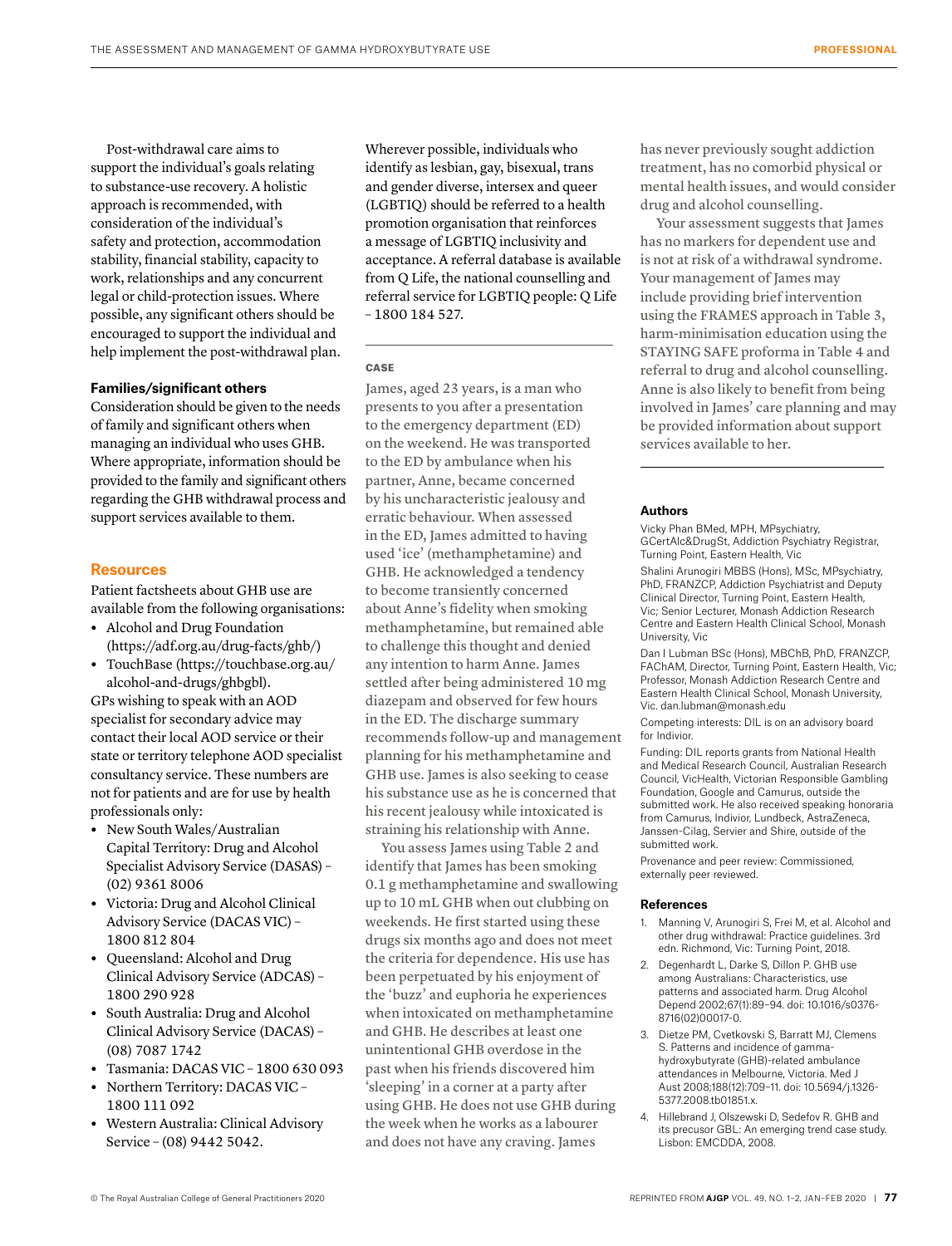Post-withdrawal care aims to support the individual's goals relating to substance-use recovery. A holistic approach is recommended, with consideration of the individual's safety and protection, accommodation stability, financial stability, capacity to work, relationships and any concurrent legal or child-protection issues. Where possible, any significant others should be encouraged to support the individual and help implement the post-withdrawal plan.

**Families/significant others**

Consideration should be given to the needs of family and significant others when managing an individual who uses GHB. Where appropriate, information should be provided to the family and significant others regarding the GHB withdrawal process and support services available to them.

## Resources

Patient factsheets about GHB use are available from the following organisations:

- Alcohol and Drug Foundation (https://adf.org.au/drug-facts/ghb/)
- TouchBase (https://touchbase.org.au/alcohol-and-drugs/ghbgbl).

GPs wishing to speak with an AOD specialist for secondary advice may contact their local AOD service or their state or territory telephone AOD specialist consultancy service. These numbers are not for patients and are for use by health professionals only:

- New South Wales/Australian Capital Territory: Drug and Alcohol Specialist Advisory Service (DASAS) – (02) 9361 8006
- Victoria: Drug and Alcohol Clinical Advisory Service (DACAS VIC) – 1800 812 804
- Queensland: Alcohol and Drug Clinical Advisory Service (ADCAS) – 1800 290 928
- South Australia: Drug and Alcohol Clinical Advisory Service (DACAS) – (08) 7087 1742
- Tasmania: DACAS VIC – 1800 630 093
- Northern Territory: DACAS VIC – 1800 111 092
- Western Australia: Clinical Advisory Service – (08) 9442 5042.

Wherever possible, individuals who identify as lesbian, gay, bisexual, trans and gender diverse, intersex and queer (LGBTIQ) should be referred to a health promotion organisation that reinforces a message of LGBTIQ inclusivity and acceptance. A referral database is available from Q Life, the national counselling and referral service for LGBTIQ people: Q Life – 1800 184 527.

## CASE

James, aged 23 years, is a man who presents to you after a presentation to the emergency department (ED) on the weekend. He was transported to the ED by ambulance when his partner, Anne, became concerned by his uncharacteristic jealousy and erratic behaviour. When assessed in the ED, James admitted to having used 'ice' (methamphetamine) and GHB. He acknowledged a tendency to become transiently concerned about Anne's fidelity when smoking methamphetamine, but remained able to challenge this thought and denied any intention to harm Anne. James settled after being administered 10 mg diazepam and observed for few hours in the ED. The discharge summary recommends follow-up and management planning for his methamphetamine and GHB use. James is also seeking to cease his substance use as he is concerned that his recent jealousy while intoxicated is straining his relationship with Anne.

You assess James using Table 2 and identify that James has been smoking 0.1 g methamphetamine and swallowing up to 10 mL GHB when out clubbing on weekends. He first started using these drugs six months ago and does not meet the criteria for dependence. His use has been perpetuated by his enjoyment of the 'buzz' and euphoria he experiences when intoxicated on methamphetamine and GHB. He describes at least one unintentional GHB overdose in the past when his friends discovered him 'sleeping' in a corner at a party after using GHB. He does not use GHB during the week when he works as a labourer and does not have any craving. James has never previously sought addiction treatment, has no comorbid physical or mental health issues, and would consider drug and alcohol counselling.

Your assessment suggests that James has no markers for dependent use and is not at risk of a withdrawal syndrome. Your management of James may include providing brief intervention using the FRAMES approach in Table 3, harm-minimisation education using the STAYING SAFE proforma in Table 4 and referral to drug and alcohol counselling. Anne is also likely to benefit from being involved in James' care planning and may be provided information about support services available to her.

**Authors**

Vicky Phan BMed, MPH, MPsychiatry, GCertAlc&DrugSt, Addiction Psychiatry Registrar, Turning Point, Eastern Health, Vic

Shalini Arunogiri MBBS (Hons), MSc, MPsychiatry, PhD, FRANZCP, Addiction Psychiatrist and Deputy Clinical Director, Turning Point, Eastern Health, Vic; Senior Lecturer, Monash Addiction Research Centre and Eastern Health Clinical School, Monash University, Vic

Dan I Lubman BSc (Hons), MBChB, PhD, FRANZCP, FAChAM, Director, Turning Point, Eastern Health, Vic; Professor, Monash Addiction Research Centre and Eastern Health Clinical School, Monash University, Vic. dan.lubman@monash.edu

Competing interests: DIL is on an advisory board for Indivior.

Funding: DIL reports grants from National Health and Medical Research Council, Australian Research Council, VicHealth, Victorian Responsible Gambling Foundation, Google and Camurus, outside the submitted work. He also received speaking honoraria from Camurus, Indivior, Lundbeck, AstraZeneca, Janssen-Cilag, Servier and Shire, outside of the submitted work.

Provenance and peer review: Commissioned, externally peer reviewed.

**References**

1. Manning V, Arunogiri S, Frei M, et al. Alcohol and other drug withdrawal: Practice guidelines. 3rd edn. Richmond, Vic: Turning Point, 2018.
2. Degenhardt L, Darke S, Dillon P. GHB use among Australians: Characteristics, use patterns and associated harm. Drug Alcohol Depend 2002;67(1):89–94. doi: 10.1016/s0376-8716(02)00017-0.
3. Dietze PM, Cvetkovski S, Barratt MJ, Clemens S. Patterns and incidence of gamma-hydroxybutyrate (GHB)-related ambulance attendances in Melbourne, Victoria. Med J Aust 2008;188(12):709–11. doi: 10.5694/j.1326-5377.2008.tb01851.x.
4. Hillebrand J, Olszewski D, Sedefov R. GHB and its precusor GBL: An emerging trend case study. Lisbon: EMCDDA, 2008.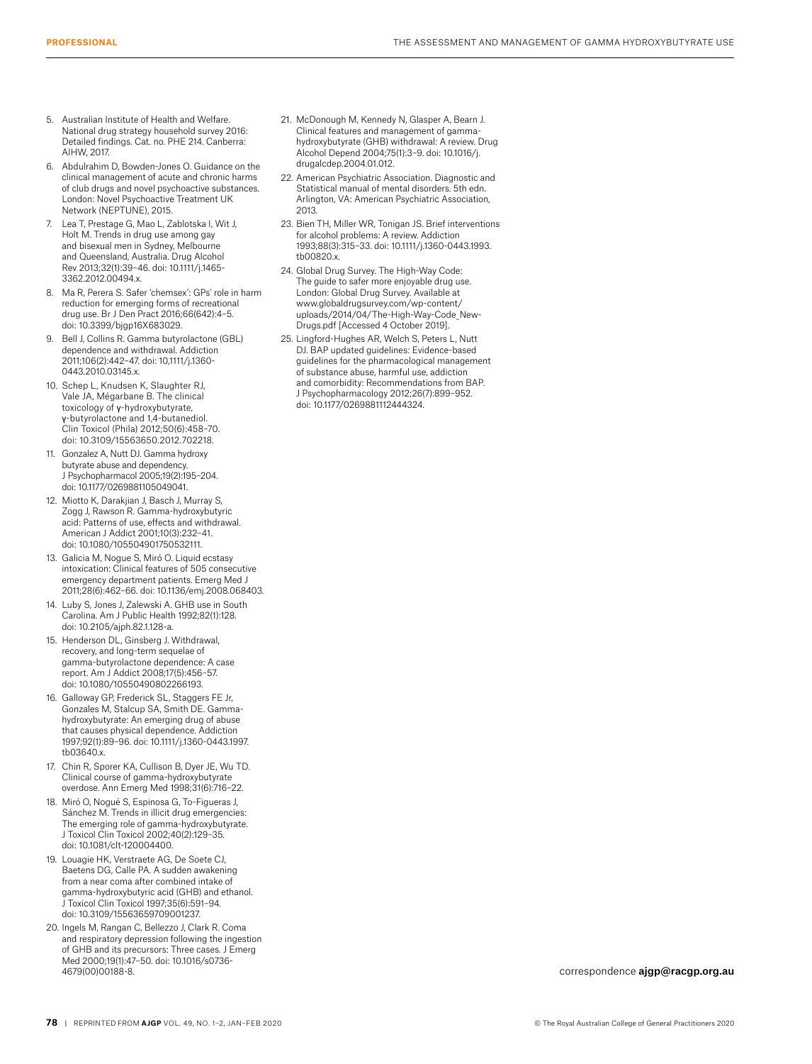5. Australian Institute of Health and Welfare. National drug strategy household survey 2016: Detailed findings. Cat. no. PHE 214. Canberra: AIHW, 2017.
6. Abdulrahim D, Bowden-Jones O. Guidance on the clinical management of acute and chronic harms of club drugs and novel psychoactive substances. London: Novel Psychoactive Treatment UK Network (NEPTUNE), 2015.
7. Lea T, Prestage G, Mao L, Zablotska I, Wit J, Holt M. Trends in drug use among gay and bisexual men in Sydney, Melbourne and Queensland, Australia. Drug Alcohol Rev 2013;32(1):39–46. doi: 10.1111/j.1465-3362.2012.00494.x.
8. Ma R, Perera S. Safer 'chemsex': GPs' role in harm reduction for emerging forms of recreational drug use. Br J Den Pract 2016;66(642):4–5. doi: 10.3399/bjgp16X683029.
9. Bell J, Collins R. Gamma butyrolactone (GBL) dependence and withdrawal. Addiction 2011;106(2):442–47. doi: 10,1111/j.1360-0443.2010.03145.x.
10. Schep L, Knudsen K, Slaughter RJ, Vale JA, Mégarbane B. The clinical toxicology of γ-hydroxybutyrate, γ-butyrolactone and 1,4-butanediol. Clin Toxicol (Phila) 2012;50(6):458–70. doi: 10.3109/15563650.2012.702218.
11. Gonzalez A, Nutt DJ. Gamma hydroxy butyrate abuse and dependency. J Psychopharmacol 2005;19(2):195–204. doi: 10.1177/0269881105049041.
12. Miotto K, Darakjian J, Basch J, Murray S, Zogg J, Rawson R. Gamma-hydroxybutyric acid: Patterns of use, effects and withdrawal. American J Addict 2001;10(3):232–41. doi: 10.1080/105504901750532111.
13. Galicia M, Nogue S, Miró O. Liquid ecstasy intoxication: Clinical features of 505 consecutive emergency department patients. Emerg Med J 2011;28(6):462–66. doi: 10.1136/emj.2008.068403.
14. Luby S, Jones J, Zalewski A. GHB use in South Carolina. Am J Public Health 1992;82(1):128. doi: 10.2105/ajph.82.1.128-a.
15. Henderson DL, Ginsberg J. Withdrawal, recovery, and long-term sequelae of gamma-butyrolactone dependence: A case report. Am J Addict 2008;17(5):456–57. doi: 10.1080/10550490802266193.
16. Galloway GP, Frederick SL, Staggers FE Jr, Gonzales M, Stalcup SA, Smith DE. Gamma-hydroxybutyrate: An emerging drug of abuse that causes physical dependence. Addiction 1997;92(1):89–96. doi: 10.1111/j.1360-0443.1997.tb03640.x.
17. Chin R, Sporer KA, Cullison B, Dyer JE, Wu TD. Clinical course of gamma-hydroxybutyrate overdose. Ann Emerg Med 1998;31(6):716–22.
18. Miró O, Nogué S, Espinosa G, To-Figueras J, Sánchez M. Trends in illicit drug emergencies: The emerging role of gamma-hydroxybutyrate. J Toxicol Clin Toxicol 2002;40(2):129–35. doi: 10.1081/clt-120004400.
19. Louagie HK, Verstraete AG, De Soete CJ, Baetens DG, Calle PA. A sudden awakening from a near coma after combined intake of gamma-hydroxybutyric acid (GHB) and ethanol. J Toxicol Clin Toxicol 1997;35(6):591–94. doi: 10.3109/15563659709001237.
20. Ingels M, Rangan C, Bellezzo J, Clark R. Coma and respiratory depression following the ingestion of GHB and its precursors: Three cases. J Emerg Med 2000;19(1):47–50. doi: 10.1016/s0736-4679(00)00188-8.
21. McDonough M, Kennedy N, Glasper A, Bearn J. Clinical features and management of gamma-hydroxybutyrate (GHB) withdrawal: A review. Drug Alcohol Depend 2004;75(1):3–9. doi: 10.1016/j.drugalcdep.2004.01.012.
22. American Psychiatric Association. Diagnostic and Statistical manual of mental disorders. 5th edn. Arlington, VA: American Psychiatric Association, 2013.
23. Bien TH, Miller WR, Tonigan JS. Brief interventions for alcohol problems: A review. Addiction 1993;88(3):315–33. doi: 10.1111/j.1360-0443.1993.tb00820.x.
24. Global Drug Survey. The High-Way Code: The guide to safer more enjoyable drug use. London: Global Drug Survey. Available at www.globaldrugsurvey.com/wp-content/uploads/2014/04/The-High-Way-Code_New-Drugs.pdf [Accessed 4 October 2019].
25. Lingford-Hughes AR, Welch S, Peters L, Nutt DJ. BAP updated guidelines: Evidence-based guidelines for the pharmacological management of substance abuse, harmful use, addiction and comorbidity: Recommendations from BAP. J Psychopharmacology 2012;26(7):899–952. doi: 10.1177/0269881112444324.

correspondence **ajgp@racgp.org.au**